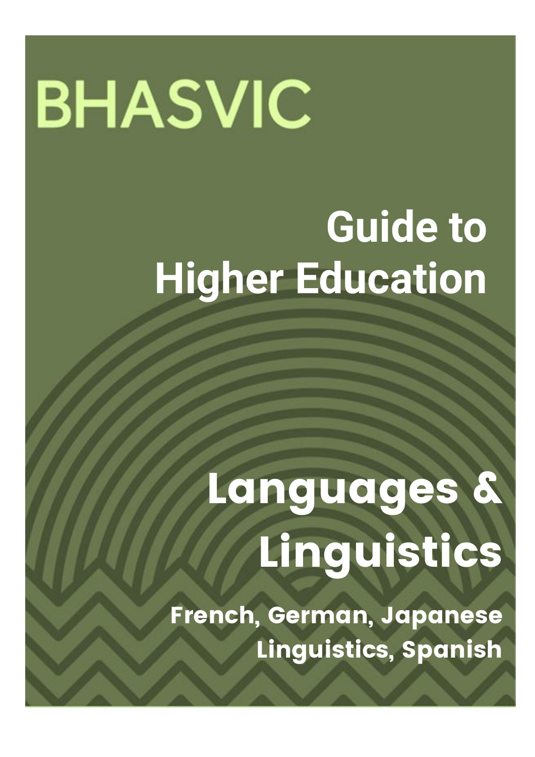# BHASVIC

## Guide to Higher Education

# Languages & Linguistics

**French, German, Japanese Linguistics, Spanish**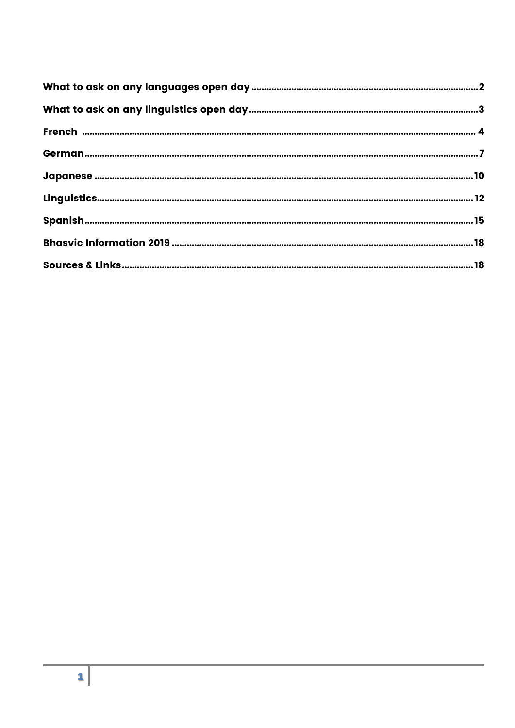What to ask on any languages open day ..... 2

What to ask on any linguistics open day ..... 3

French ..... 4

German ..... 7

Japanese ..... 10

Linguistics ..... 12

Spanish ..... 15

Bhasvic Information 2019 ..... 18

Sources & Links ..... 18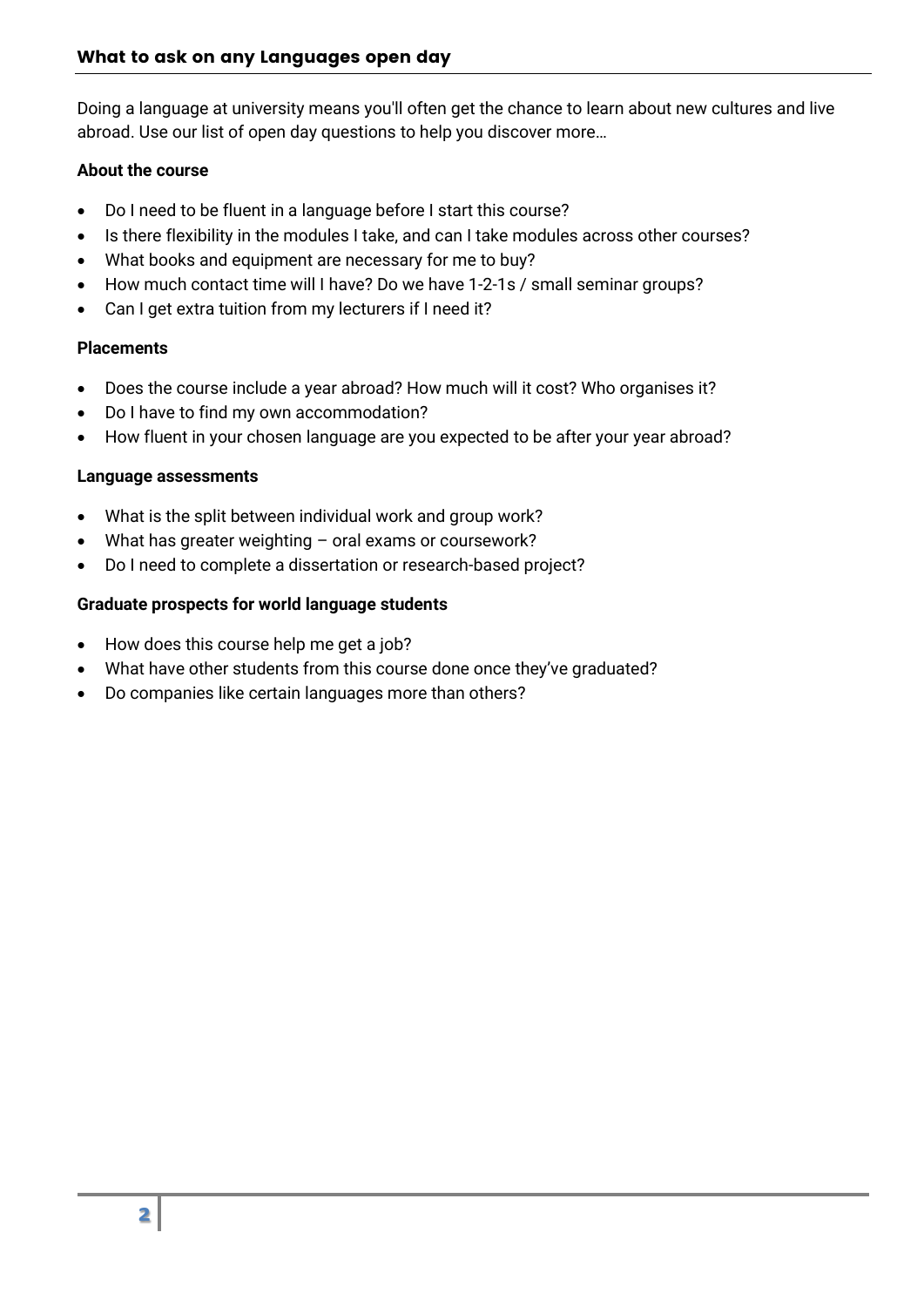## What to ask on any Languages open day

Doing a language at university means you'll often get the chance to learn about new cultures and live abroad. Use our list of open day questions to help you discover more…

**About the course**

- Do I need to be fluent in a language before I start this course?
- Is there flexibility in the modules I take, and can I take modules across other courses?
- What books and equipment are necessary for me to buy?
- How much contact time will I have? Do we have 1-2-1s / small seminar groups?
- Can I get extra tuition from my lecturers if I need it?

**Placements**

- Does the course include a year abroad? How much will it cost? Who organises it?
- Do I have to find my own accommodation?
- How fluent in your chosen language are you expected to be after your year abroad?

**Language assessments**

- What is the split between individual work and group work?
- What has greater weighting – oral exams or coursework?
- Do I need to complete a dissertation or research-based project?

**Graduate prospects for world language students**

- How does this course help me get a job?
- What have other students from this course done once they've graduated?
- Do companies like certain languages more than others?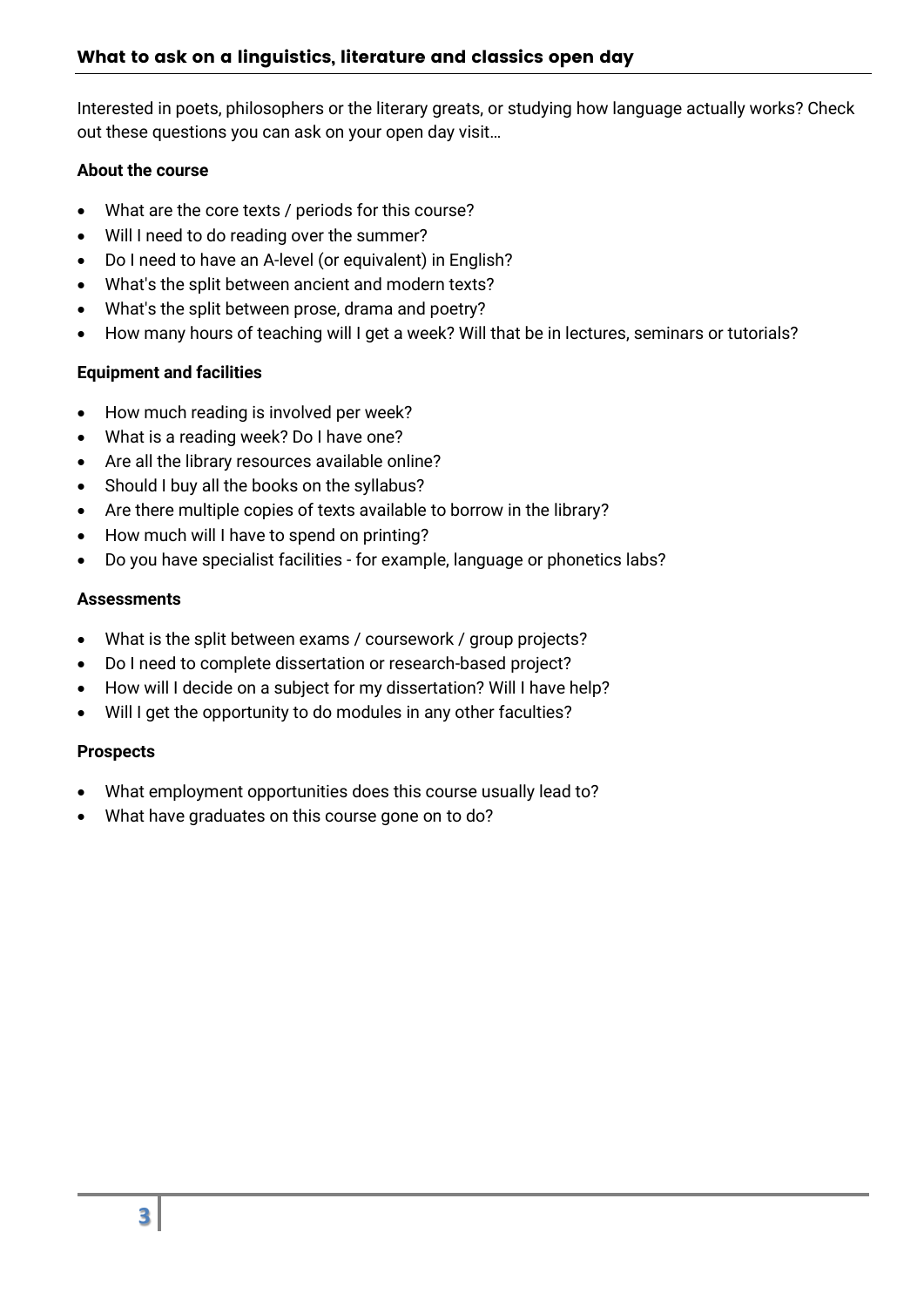## What to ask on a linguistics, literature and classics open day

Interested in poets, philosophers or the literary greats, or studying how language actually works? Check out these questions you can ask on your open day visit…

**About the course**

- What are the core texts / periods for this course?
- Will I need to do reading over the summer?
- Do I need to have an A-level (or equivalent) in English?
- What's the split between ancient and modern texts?
- What's the split between prose, drama and poetry?
- How many hours of teaching will I get a week? Will that be in lectures, seminars or tutorials?

**Equipment and facilities**

- How much reading is involved per week?
- What is a reading week? Do I have one?
- Are all the library resources available online?
- Should I buy all the books on the syllabus?
- Are there multiple copies of texts available to borrow in the library?
- How much will I have to spend on printing?
- Do you have specialist facilities - for example, language or phonetics labs?

**Assessments**

- What is the split between exams / coursework / group projects?
- Do I need to complete dissertation or research-based project?
- How will I decide on a subject for my dissertation? Will I have help?
- Will I get the opportunity to do modules in any other faculties?

**Prospects**

- What employment opportunities does this course usually lead to?
- What have graduates on this course gone on to do?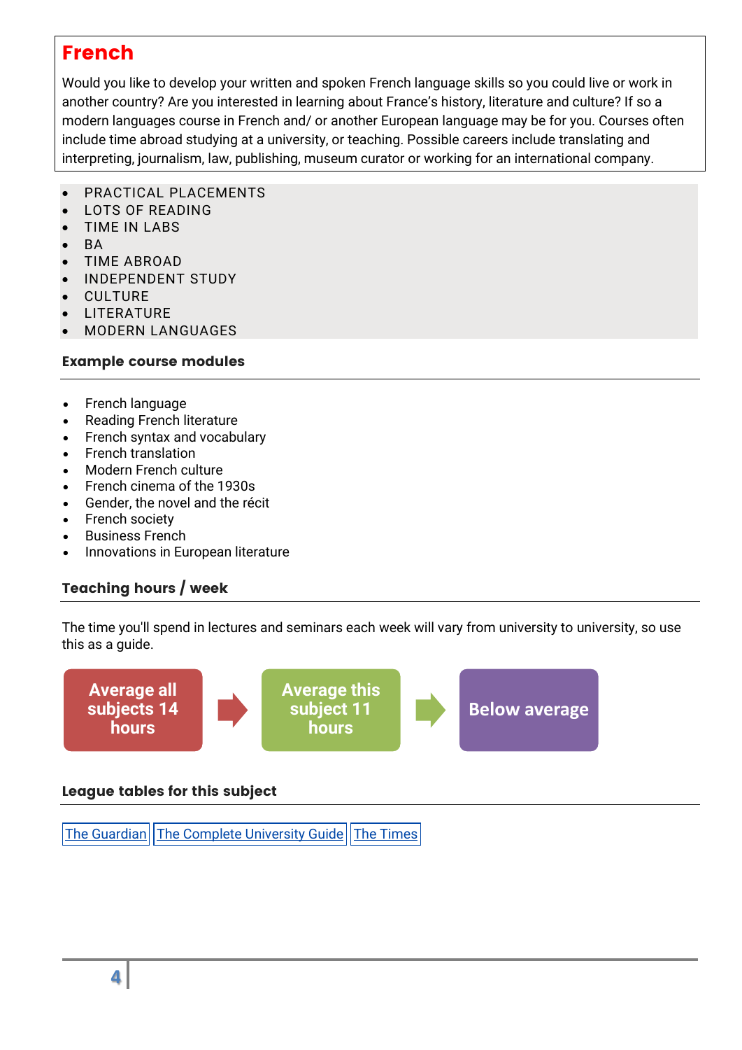## French

Would you like to develop your written and spoken French language skills so you could live or work in another country? Are you interested in learning about France's history, literature and culture? If so a modern languages course in French and/ or another European language may be for you. Courses often include time abroad studying at a university, or teaching. Possible careers include translating and interpreting, journalism, law, publishing, museum curator or working for an international company.

- PRACTICAL PLACEMENTS
- LOTS OF READING
- TIME IN LABS
- BA
- TIME ABROAD
- INDEPENDENT STUDY
- CULTURE
- LITERATURE
- MODERN LANGUAGES

### Example course modules

- French language
- Reading French literature
- French syntax and vocabulary
- French translation
- Modern French culture
- French cinema of the 1930s
- Gender, the novel and the récit
- French society
- Business French
- Innovations in European literature

### Teaching hours / week

The time you'll spend in lectures and seminars each week will vary from university to university, so use this as a guide.

**Average all subjects 14 hours** → **Average this subject 11 hours** → **Below average**

### League tables for this subject

The Guardian | The Complete University Guide | The Times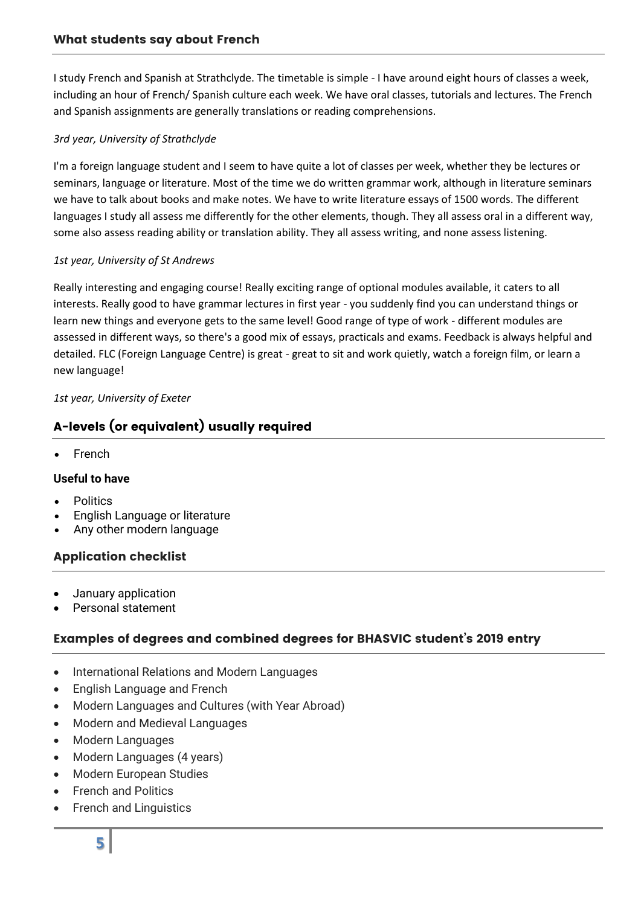## What students say about French

I study French and Spanish at Strathclyde. The timetable is simple - I have around eight hours of classes a week, including an hour of French/ Spanish culture each week. We have oral classes, tutorials and lectures. The French and Spanish assignments are generally translations or reading comprehensions.

*3rd year, University of Strathclyde*

I'm a foreign language student and I seem to have quite a lot of classes per week, whether they be lectures or seminars, language or literature. Most of the time we do written grammar work, although in literature seminars we have to talk about books and make notes. We have to write literature essays of 1500 words. The different languages I study all assess me differently for the other elements, though. They all assess oral in a different way, some also assess reading ability or translation ability. They all assess writing, and none assess listening.

*1st year, University of St Andrews*

Really interesting and engaging course! Really exciting range of optional modules available, it caters to all interests. Really good to have grammar lectures in first year - you suddenly find you can understand things or learn new things and everyone gets to the same level! Good range of type of work - different modules are assessed in different ways, so there's a good mix of essays, practicals and exams. Feedback is always helpful and detailed. FLC (Foreign Language Centre) is great - great to sit and work quietly, watch a foreign film, or learn a new language!

*1st year, University of Exeter*

## A-levels (or equivalent) usually required

- French

### Useful to have

- Politics
- English Language or literature
- Any other modern language

## Application checklist

- January application
- Personal statement

## Examples of degrees and combined degrees for BHASVIC student's 2019 entry

- International Relations and Modern Languages
- English Language and French
- Modern Languages and Cultures (with Year Abroad)
- Modern and Medieval Languages
- Modern Languages
- Modern Languages (4 years)
- Modern European Studies
- French and Politics
- French and Linguistics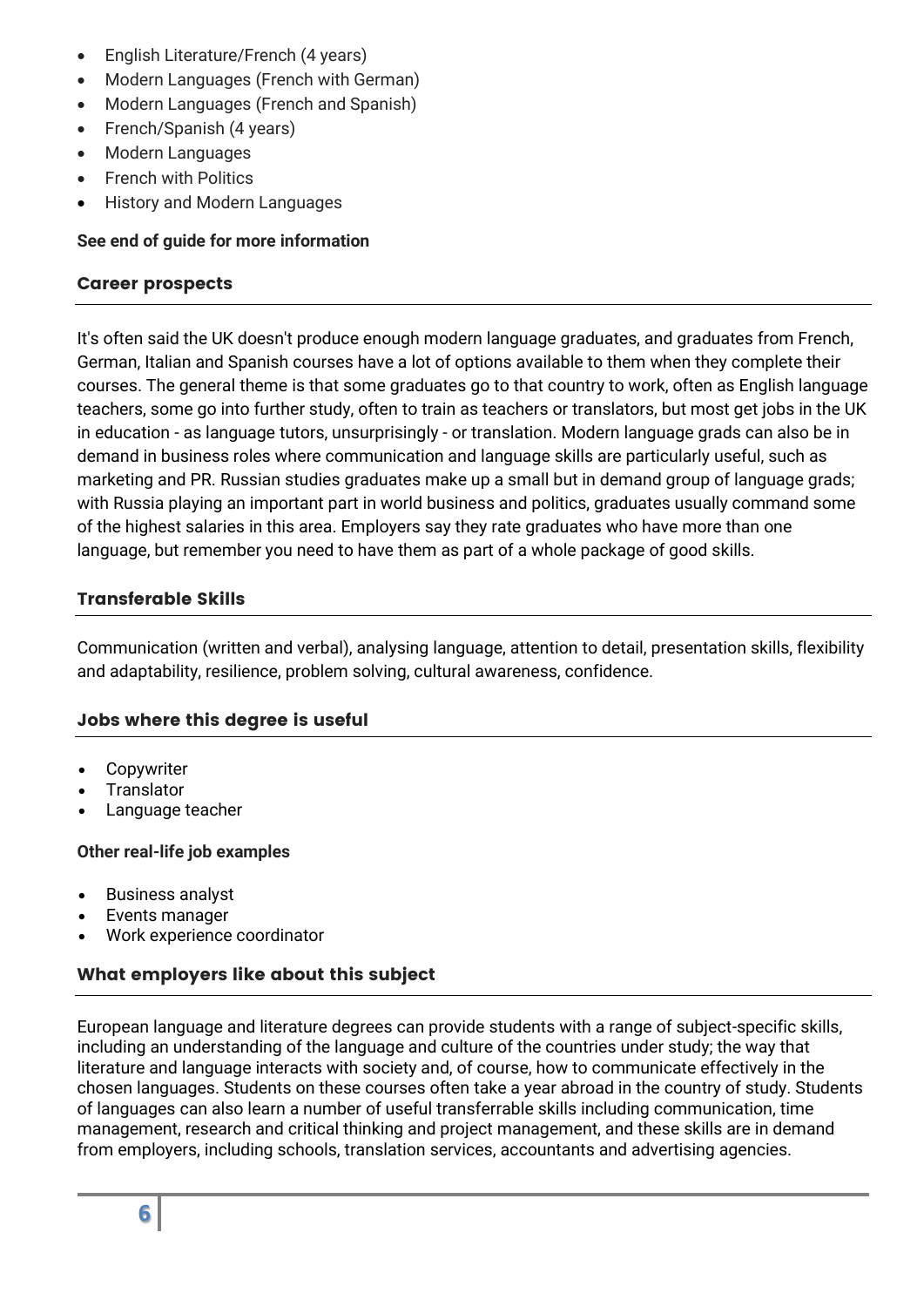- English Literature/French (4 years)
- Modern Languages (French with German)
- Modern Languages (French and Spanish)
- French/Spanish (4 years)
- Modern Languages
- French with Politics
- History and Modern Languages

**See end of guide for more information**

## Career prospects

It's often said the UK doesn't produce enough modern language graduates, and graduates from French, German, Italian and Spanish courses have a lot of options available to them when they complete their courses. The general theme is that some graduates go to that country to work, often as English language teachers, some go into further study, often to train as teachers or translators, but most get jobs in the UK in education - as language tutors, unsurprisingly - or translation. Modern language grads can also be in demand in business roles where communication and language skills are particularly useful, such as marketing and PR. Russian studies graduates make up a small but in demand group of language grads; with Russia playing an important part in world business and politics, graduates usually command some of the highest salaries in this area. Employers say they rate graduates who have more than one language, but remember you need to have them as part of a whole package of good skills.

## Transferable Skills

Communication (written and verbal), analysing language, attention to detail, presentation skills, flexibility and adaptability, resilience, problem solving, cultural awareness, confidence.

## Jobs where this degree is useful

- Copywriter
- Translator
- Language teacher

**Other real-life job examples**

- Business analyst
- Events manager
- Work experience coordinator

## What employers like about this subject

European language and literature degrees can provide students with a range of subject-specific skills, including an understanding of the language and culture of the countries under study; the way that literature and language interacts with society and, of course, how to communicate effectively in the chosen languages. Students on these courses often take a year abroad in the country of study. Students of languages can also learn a number of useful transferrable skills including communication, time management, research and critical thinking and project management, and these skills are in demand from employers, including schools, translation services, accountants and advertising agencies.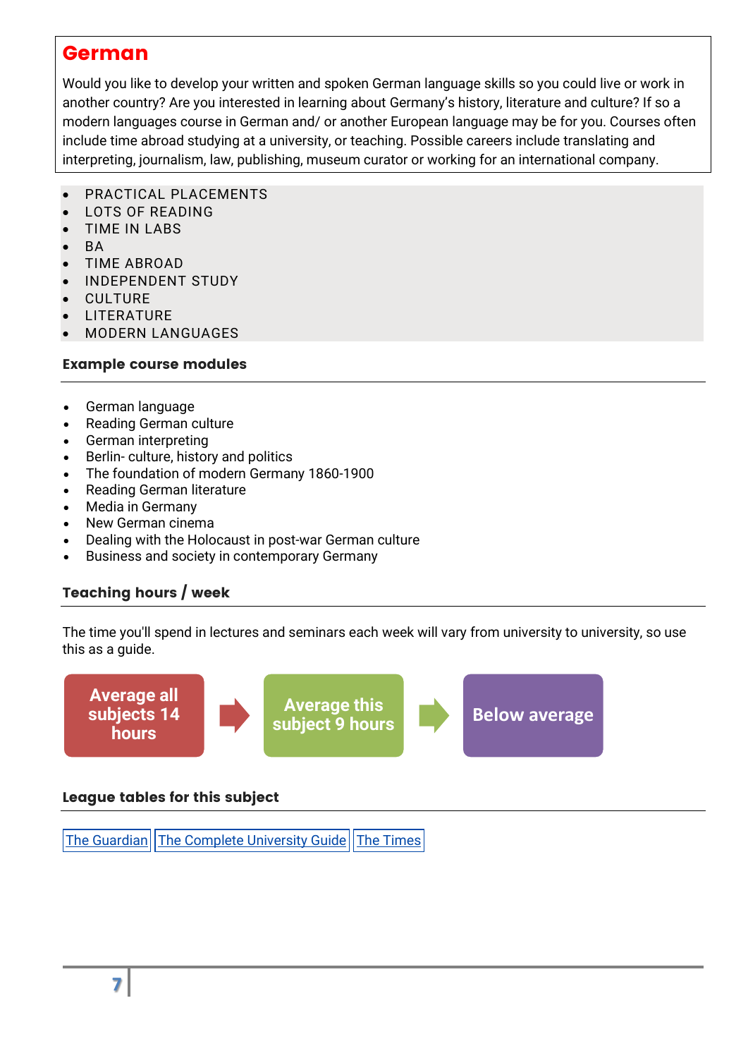# German

Would you like to develop your written and spoken German language skills so you could live or work in another country? Are you interested in learning about Germany's history, literature and culture? If so a modern languages course in German and/ or another European language may be for you. Courses often include time abroad studying at a university, or teaching. Possible careers include translating and interpreting, journalism, law, publishing, museum curator or working for an international company.

- PRACTICAL PLACEMENTS
- LOTS OF READING
- TIME IN LABS
- BA
- TIME ABROAD
- INDEPENDENT STUDY
- CULTURE
- LITERATURE
- MODERN LANGUAGES

### Example course modules

- German language
- Reading German culture
- German interpreting
- Berlin- culture, history and politics
- The foundation of modern Germany 1860-1900
- Reading German literature
- Media in Germany
- New German cinema
- Dealing with the Holocaust in post-war German culture
- Business and society in contemporary Germany

### Teaching hours / week

The time you'll spend in lectures and seminars each week will vary from university to university, so use this as a guide.

**Average all subjects 14 hours** → **Average this subject 9 hours** → **Below average**

### League tables for this subject

The Guardian | The Complete University Guide | The Times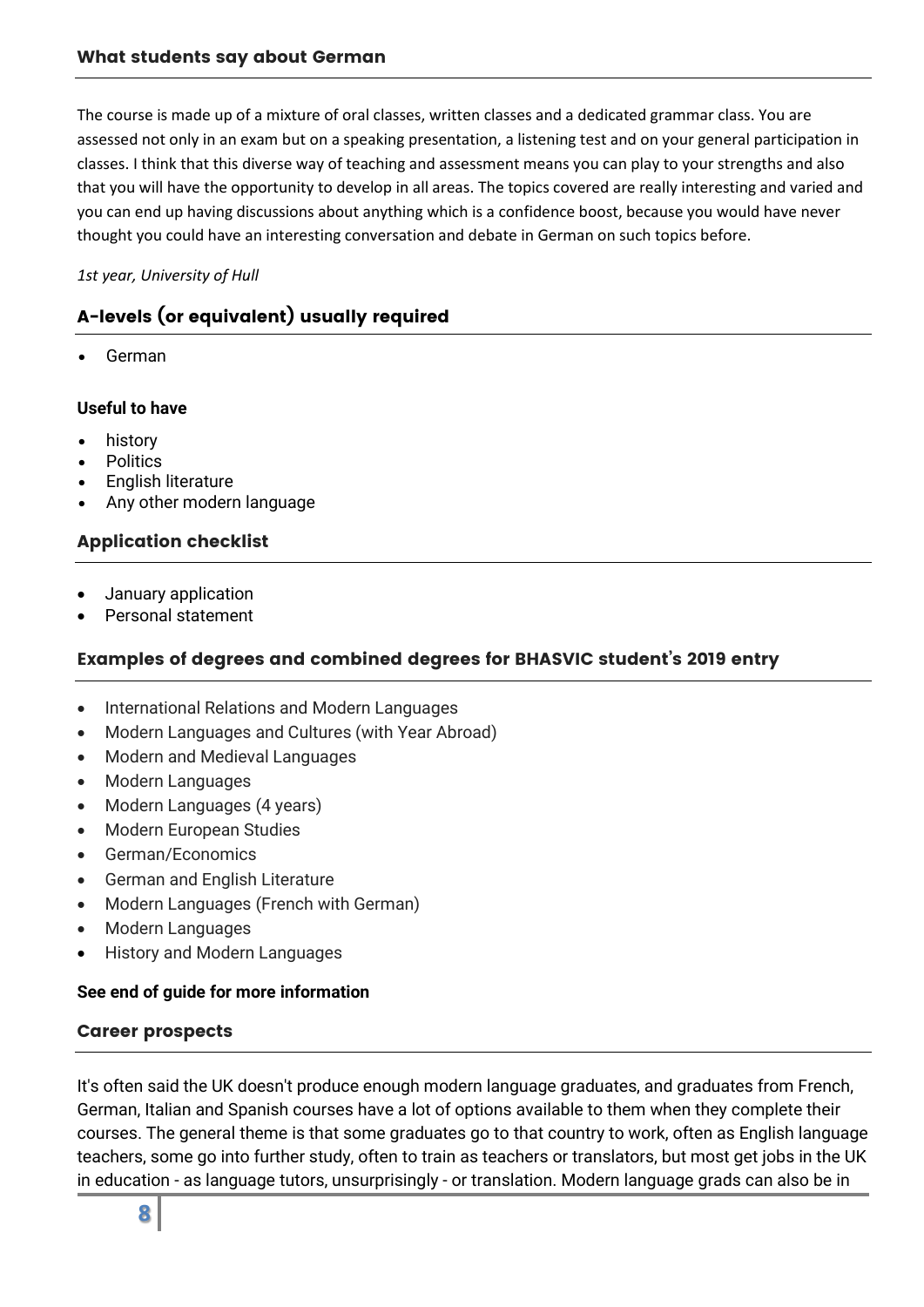## What students say about German

The course is made up of a mixture of oral classes, written classes and a dedicated grammar class. You are assessed not only in an exam but on a speaking presentation, a listening test and on your general participation in classes. I think that this diverse way of teaching and assessment means you can play to your strengths and also that you will have the opportunity to develop in all areas. The topics covered are really interesting and varied and you can end up having discussions about anything which is a confidence boost, because you would have never thought you could have an interesting conversation and debate in German on such topics before.

*1st year, University of Hull*

## A-levels (or equivalent) usually required

- German

**Useful to have**

- history
- Politics
- English literature
- Any other modern language

## Application checklist

- January application
- Personal statement

## Examples of degrees and combined degrees for BHASVIC student's 2019 entry

- International Relations and Modern Languages
- Modern Languages and Cultures (with Year Abroad)
- Modern and Medieval Languages
- Modern Languages
- Modern Languages (4 years)
- Modern European Studies
- German/Economics
- German and English Literature
- Modern Languages (French with German)
- Modern Languages
- History and Modern Languages

**See end of guide for more information**

## Career prospects

It's often said the UK doesn't produce enough modern language graduates, and graduates from French, German, Italian and Spanish courses have a lot of options available to them when they complete their courses. The general theme is that some graduates go to that country to work, often as English language teachers, some go into further study, often to train as teachers or translators, but most get jobs in the UK in education - as language tutors, unsurprisingly - or translation. Modern language grads can also be in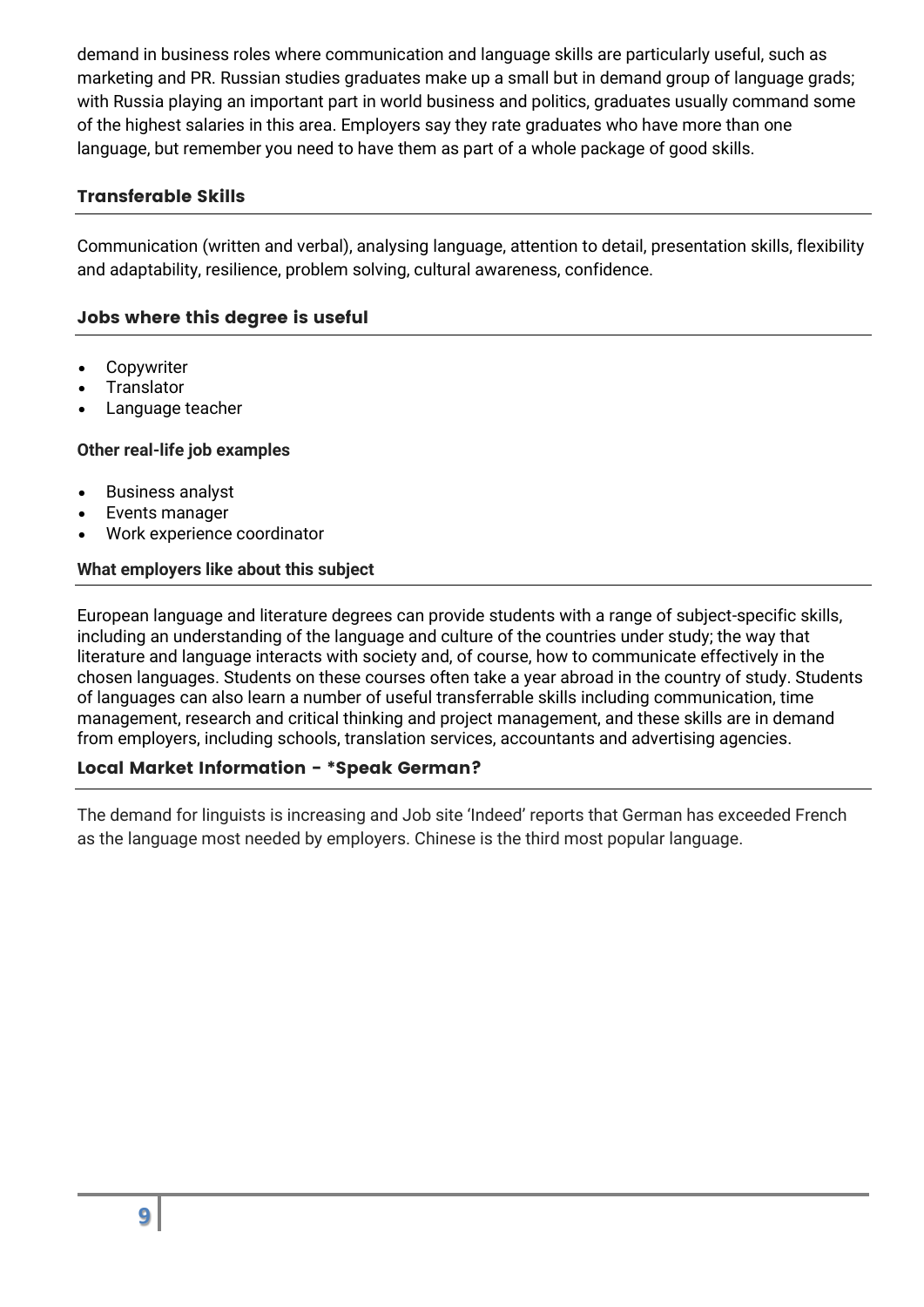demand in business roles where communication and language skills are particularly useful, such as marketing and PR. Russian studies graduates make up a small but in demand group of language grads; with Russia playing an important part in world business and politics, graduates usually command some of the highest salaries in this area. Employers say they rate graduates who have more than one language, but remember you need to have them as part of a whole package of good skills.

### Transferable Skills

Communication (written and verbal), analysing language, attention to detail, presentation skills, flexibility and adaptability, resilience, problem solving, cultural awareness, confidence.

### Jobs where this degree is useful

- Copywriter
- Translator
- Language teacher

**Other real-life job examples**

- Business analyst
- Events manager
- Work experience coordinator

**What employers like about this subject**

European language and literature degrees can provide students with a range of subject-specific skills, including an understanding of the language and culture of the countries under study; the way that literature and language interacts with society and, of course, how to communicate effectively in the chosen languages. Students on these courses often take a year abroad in the country of study. Students of languages can also learn a number of useful transferrable skills including communication, time management, research and critical thinking and project management, and these skills are in demand from employers, including schools, translation services, accountants and advertising agencies.

### Local Market Information - *Speak German?

The demand for linguists is increasing and Job site 'Indeed' reports that German has exceeded French as the language most needed by employers. Chinese is the third most popular language.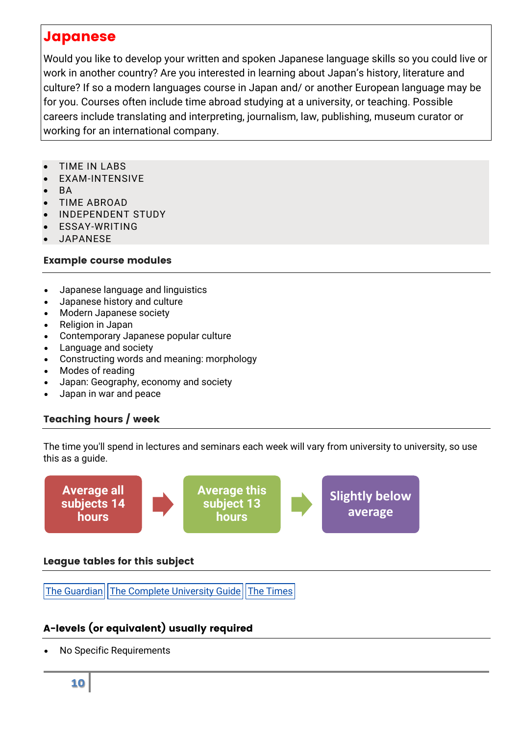# Japanese

Would you like to develop your written and spoken Japanese language skills so you could live or work in another country? Are you interested in learning about Japan's history, literature and culture? If so a modern languages course in Japan and/ or another European language may be for you. Courses often include time abroad studying at a university, or teaching. Possible careers include translating and interpreting, journalism, law, publishing, museum curator or working for an international company.

- TIME IN LABS
- EXAM-INTENSIVE
- BA
- TIME ABROAD
- INDEPENDENT STUDY
- ESSAY-WRITING
- JAPANESE

### Example course modules

- Japanese language and linguistics
- Japanese history and culture
- Modern Japanese society
- Religion in Japan
- Contemporary Japanese popular culture
- Language and society
- Constructing words and meaning: morphology
- Modes of reading
- Japan: Geography, economy and society
- Japan in war and peace

### Teaching hours / week

The time you'll spend in lectures and seminars each week will vary from university to university, so use this as a guide.

Average all subjects 14 hours → Average this subject 13 hours → Slightly below average

### League tables for this subject

The Guardian | The Complete University Guide | The Times

### A-levels (or equivalent) usually required

- No Specific Requirements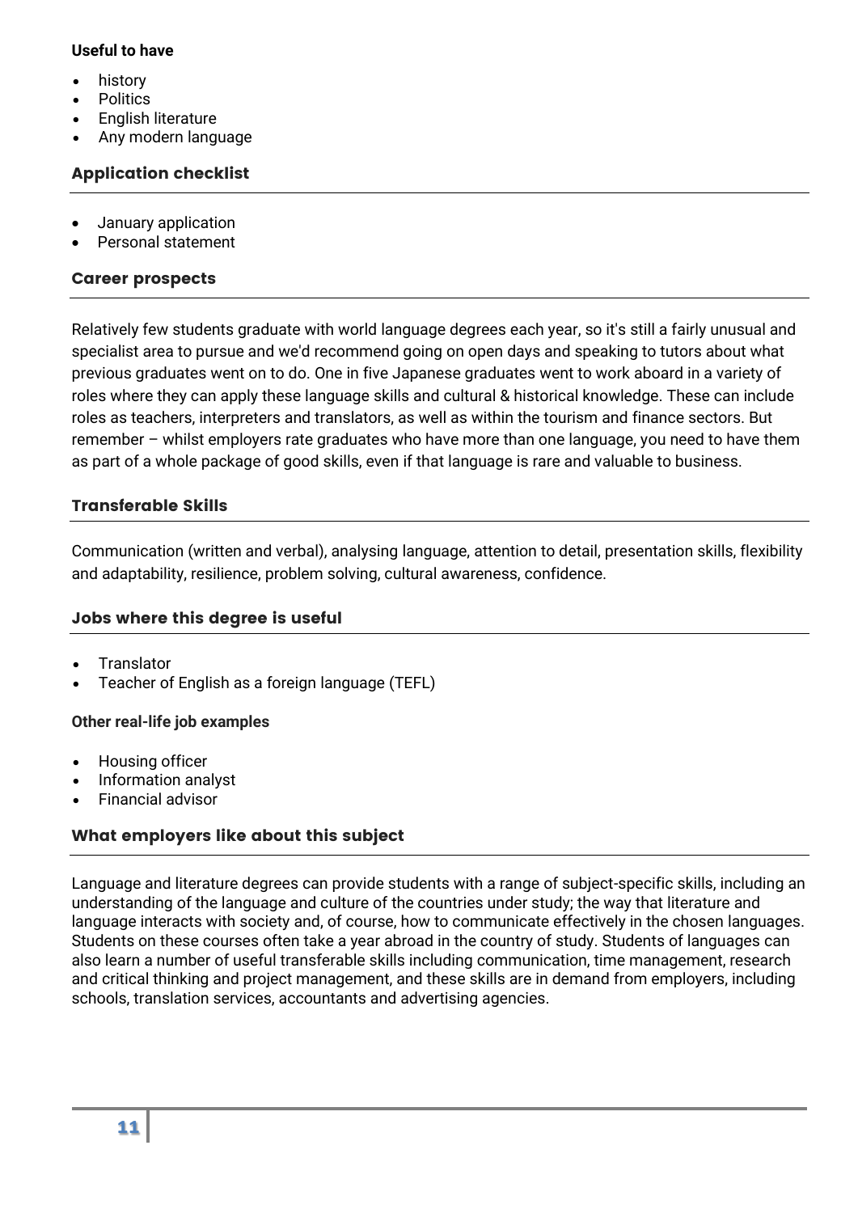**Useful to have**

- history
- Politics
- English literature
- Any modern language

## Application checklist

- January application
- Personal statement

## Career prospects

Relatively few students graduate with world language degrees each year, so it's still a fairly unusual and specialist area to pursue and we'd recommend going on open days and speaking to tutors about what previous graduates went on to do. One in five Japanese graduates went to work aboard in a variety of roles where they can apply these language skills and cultural & historical knowledge. These can include roles as teachers, interpreters and translators, as well as within the tourism and finance sectors. But remember – whilst employers rate graduates who have more than one language, you need to have them as part of a whole package of good skills, even if that language is rare and valuable to business.

## Transferable Skills

Communication (written and verbal), analysing language, attention to detail, presentation skills, flexibility and adaptability, resilience, problem solving, cultural awareness, confidence.

## Jobs where this degree is useful

- Translator
- Teacher of English as a foreign language (TEFL)

**Other real-life job examples**

- Housing officer
- Information analyst
- Financial advisor

## What employers like about this subject

Language and literature degrees can provide students with a range of subject-specific skills, including an understanding of the language and culture of the countries under study; the way that literature and language interacts with society and, of course, how to communicate effectively in the chosen languages. Students on these courses often take a year abroad in the country of study. Students of languages can also learn a number of useful transferable skills including communication, time management, research and critical thinking and project management, and these skills are in demand from employers, including schools, translation services, accountants and advertising agencies.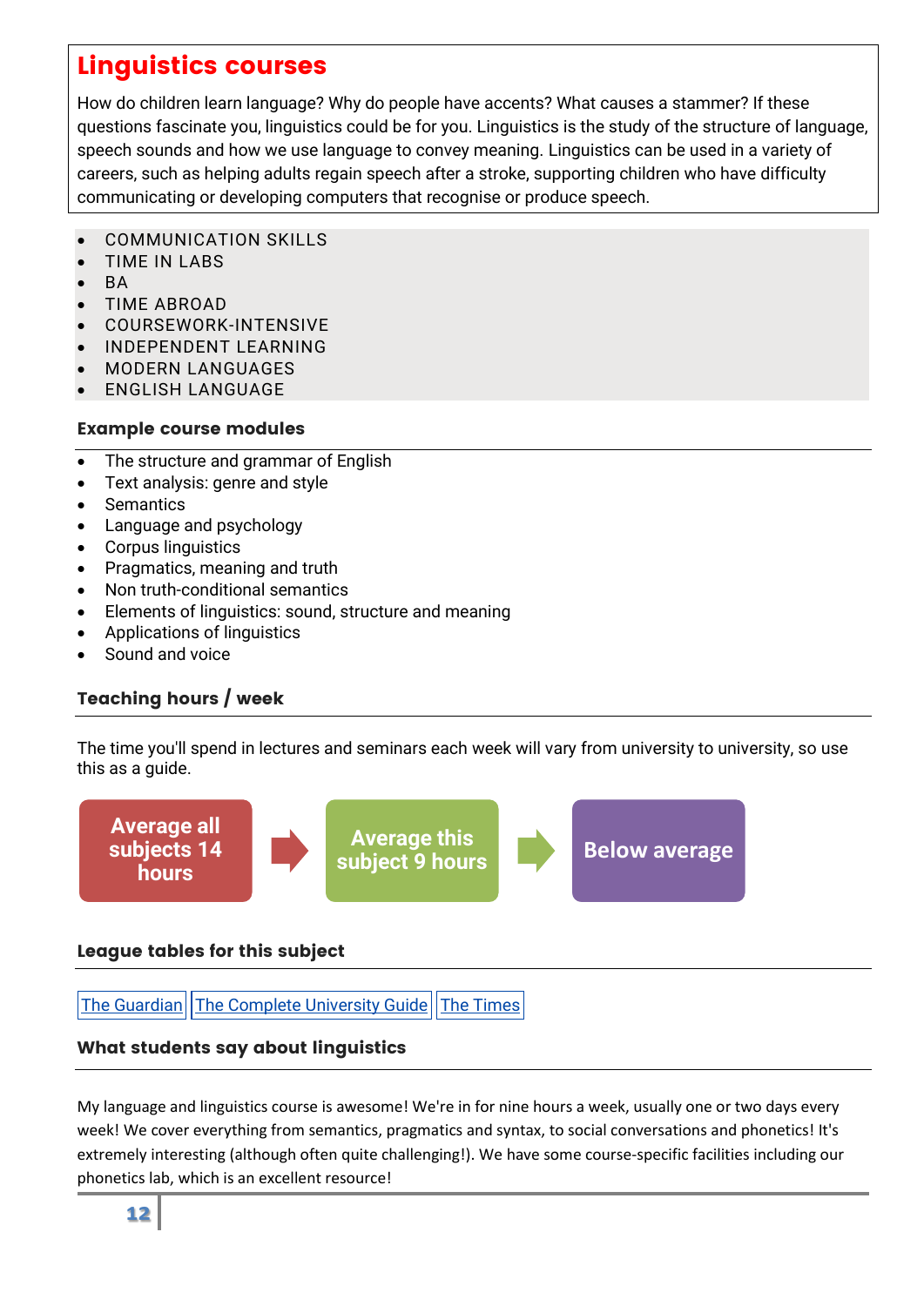# Linguistics courses

How do children learn language? Why do people have accents? What causes a stammer? If these questions fascinate you, linguistics could be for you. Linguistics is the study of the structure of language, speech sounds and how we use language to convey meaning. Linguistics can be used in a variety of careers, such as helping adults regain speech after a stroke, supporting children who have difficulty communicating or developing computers that recognise or produce speech.

- COMMUNICATION SKILLS
- TIME IN LABS
- BA
- TIME ABROAD
- COURSEWORK-INTENSIVE
- INDEPENDENT LEARNING
- MODERN LANGUAGES
- ENGLISH LANGUAGE

### Example course modules

- The structure and grammar of English
- Text analysis: genre and style
- Semantics
- Language and psychology
- Corpus linguistics
- Pragmatics, meaning and truth
- Non truth-conditional semantics
- Elements of linguistics: sound, structure and meaning
- Applications of linguistics
- Sound and voice

### Teaching hours / week

The time you'll spend in lectures and seminars each week will vary from university to university, so use this as a guide.

**Average all subjects 14 hours** → **Average this subject 9 hours** → **Below average**

### League tables for this subject

The Guardian | The Complete University Guide | The Times

### What students say about linguistics

My language and linguistics course is awesome! We're in for nine hours a week, usually one or two days every week! We cover everything from semantics, pragmatics and syntax, to social conversations and phonetics! It's extremely interesting (although often quite challenging!). We have some course-specific facilities including our phonetics lab, which is an excellent resource!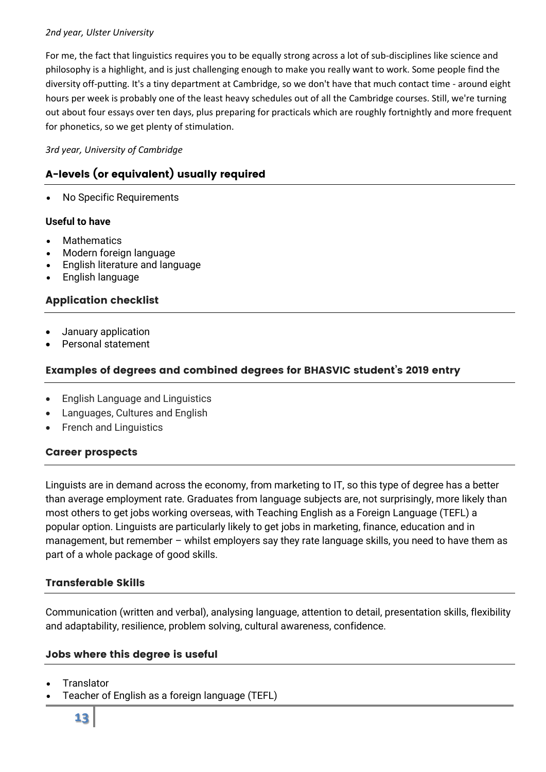*2nd year, Ulster University*

For me, the fact that linguistics requires you to be equally strong across a lot of sub-disciplines like science and philosophy is a highlight, and is just challenging enough to make you really want to work. Some people find the diversity off-putting. It's a tiny department at Cambridge, so we don't have that much contact time - around eight hours per week is probably one of the least heavy schedules out of all the Cambridge courses. Still, we're turning out about four essays over ten days, plus preparing for practicals which are roughly fortnightly and more frequent for phonetics, so we get plenty of stimulation.

*3rd year, University of Cambridge*

## A-levels (or equivalent) usually required

- No Specific Requirements

**Useful to have**

- Mathematics
- Modern foreign language
- English literature and language
- English language

## Application checklist

- January application
- Personal statement

## Examples of degrees and combined degrees for BHASVIC student's 2019 entry

- English Language and Linguistics
- Languages, Cultures and English
- French and Linguistics

## Career prospects

Linguists are in demand across the economy, from marketing to IT, so this type of degree has a better than average employment rate. Graduates from language subjects are, not surprisingly, more likely than most others to get jobs working overseas, with Teaching English as a Foreign Language (TEFL) a popular option. Linguists are particularly likely to get jobs in marketing, finance, education and in management, but remember – whilst employers say they rate language skills, you need to have them as part of a whole package of good skills.

## Transferable Skills

Communication (written and verbal), analysing language, attention to detail, presentation skills, flexibility and adaptability, resilience, problem solving, cultural awareness, confidence.

## Jobs where this degree is useful

- Translator
- Teacher of English as a foreign language (TEFL)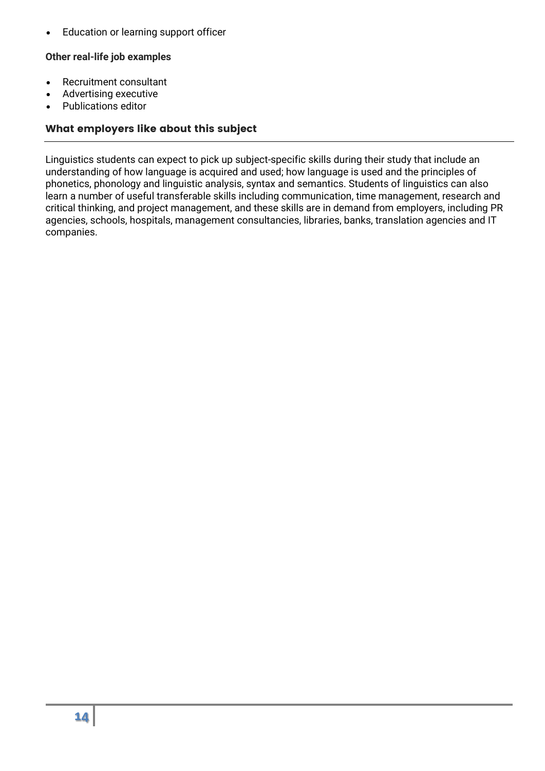- Education or learning support officer

**Other real-life job examples**

- Recruitment consultant
- Advertising executive
- Publications editor

## What employers like about this subject

Linguistics students can expect to pick up subject-specific skills during their study that include an understanding of how language is acquired and used; how language is used and the principles of phonetics, phonology and linguistic analysis, syntax and semantics. Students of linguistics can also learn a number of useful transferable skills including communication, time management, research and critical thinking, and project management, and these skills are in demand from employers, including PR agencies, schools, hospitals, management consultancies, libraries, banks, translation agencies and IT companies.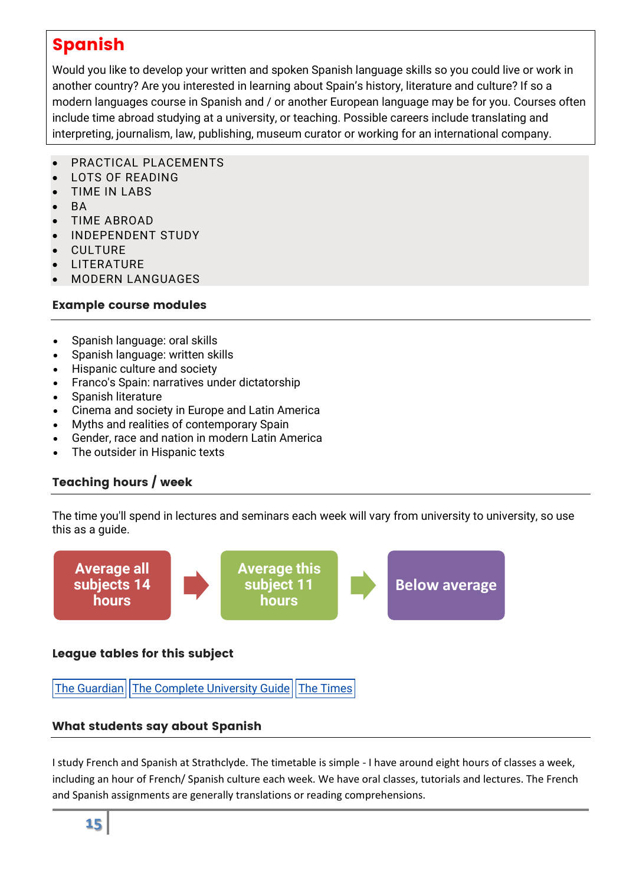# Spanish

Would you like to develop your written and spoken Spanish language skills so you could live or work in another country? Are you interested in learning about Spain's history, literature and culture? If so a modern languages course in Spanish and / or another European language may be for you. Courses often include time abroad studying at a university, or teaching. Possible careers include translating and interpreting, journalism, law, publishing, museum curator or working for an international company.

- PRACTICAL PLACEMENTS
- LOTS OF READING
- TIME IN LABS
- BA
- TIME ABROAD
- INDEPENDENT STUDY
- CULTURE
- LITERATURE
- MODERN LANGUAGES

### Example course modules

- Spanish language: oral skills
- Spanish language: written skills
- Hispanic culture and society
- Franco's Spain: narratives under dictatorship
- Spanish literature
- Cinema and society in Europe and Latin America
- Myths and realities of contemporary Spain
- Gender, race and nation in modern Latin America
- The outsider in Hispanic texts

### Teaching hours / week

The time you'll spend in lectures and seminars each week will vary from university to university, so use this as a guide.

Average all subjects 14 hours → Average this subject 11 hours → Below average

### League tables for this subject

[The Guardian] [The Complete University Guide] [The Times]

### What students say about Spanish

I study French and Spanish at Strathclyde. The timetable is simple - I have around eight hours of classes a week, including an hour of French/ Spanish culture each week. We have oral classes, tutorials and lectures. The French and Spanish assignments are generally translations or reading comprehensions.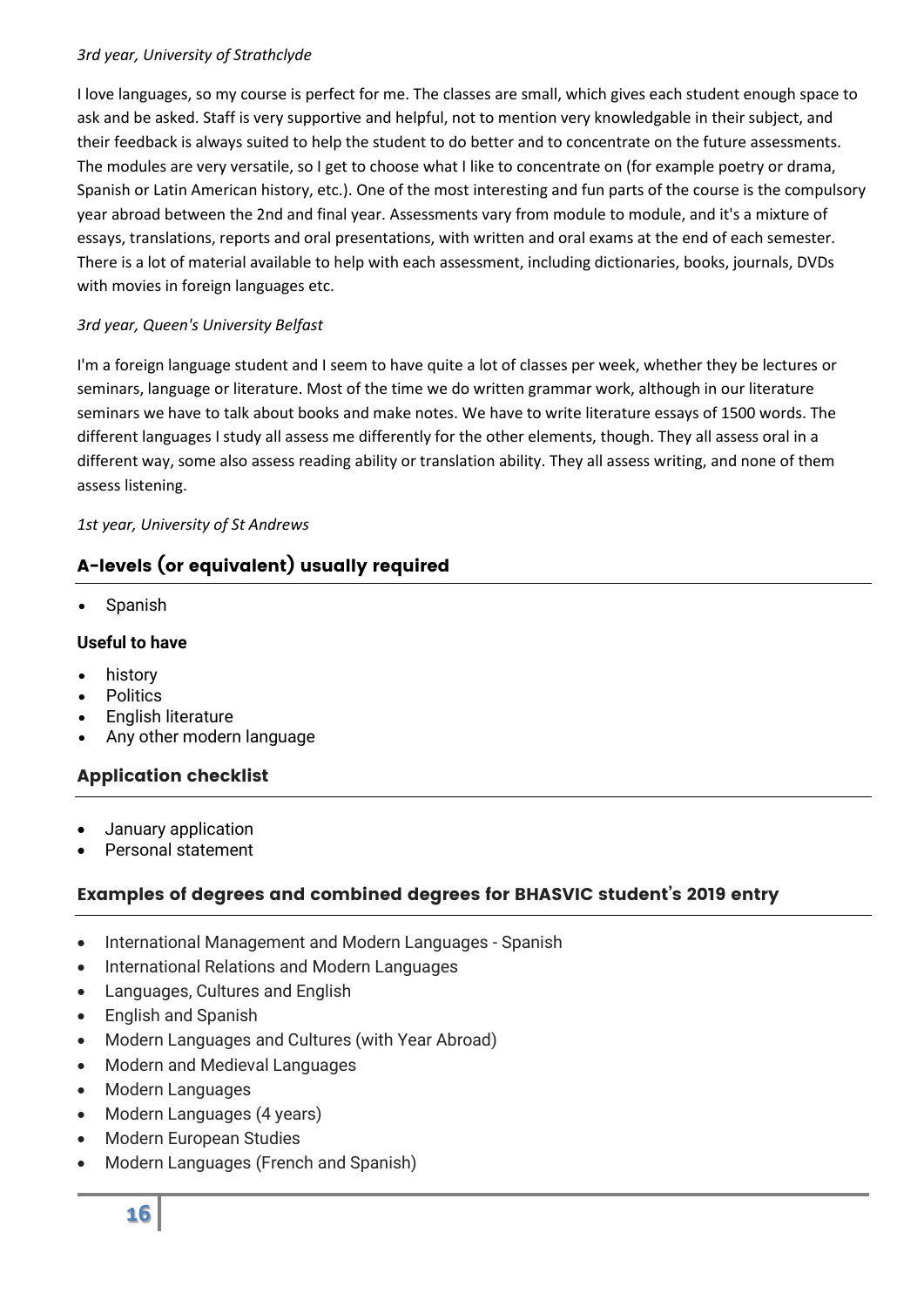*3rd year, University of Strathclyde*

I love languages, so my course is perfect for me. The classes are small, which gives each student enough space to ask and be asked. Staff is very supportive and helpful, not to mention very knowledgable in their subject, and their feedback is always suited to help the student to do better and to concentrate on the future assessments. The modules are very versatile, so I get to choose what I like to concentrate on (for example poetry or drama, Spanish or Latin American history, etc.). One of the most interesting and fun parts of the course is the compulsory year abroad between the 2nd and final year. Assessments vary from module to module, and it's a mixture of essays, translations, reports and oral presentations, with written and oral exams at the end of each semester. There is a lot of material available to help with each assessment, including dictionaries, books, journals, DVDs with movies in foreign languages etc.

*3rd year, Queen's University Belfast*

I'm a foreign language student and I seem to have quite a lot of classes per week, whether they be lectures or seminars, language or literature. Most of the time we do written grammar work, although in our literature seminars we have to talk about books and make notes. We have to write literature essays of 1500 words. The different languages I study all assess me differently for the other elements, though. They all assess oral in a different way, some also assess reading ability or translation ability. They all assess writing, and none of them assess listening.

*1st year, University of St Andrews*

## A-levels (or equivalent) usually required

- Spanish

**Useful to have**

- history
- Politics
- English literature
- Any other modern language

## Application checklist

- January application
- Personal statement

## Examples of degrees and combined degrees for BHASVIC student's 2019 entry

- International Management and Modern Languages - Spanish
- International Relations and Modern Languages
- Languages, Cultures and English
- English and Spanish
- Modern Languages and Cultures (with Year Abroad)
- Modern and Medieval Languages
- Modern Languages
- Modern Languages (4 years)
- Modern European Studies
- Modern Languages (French and Spanish)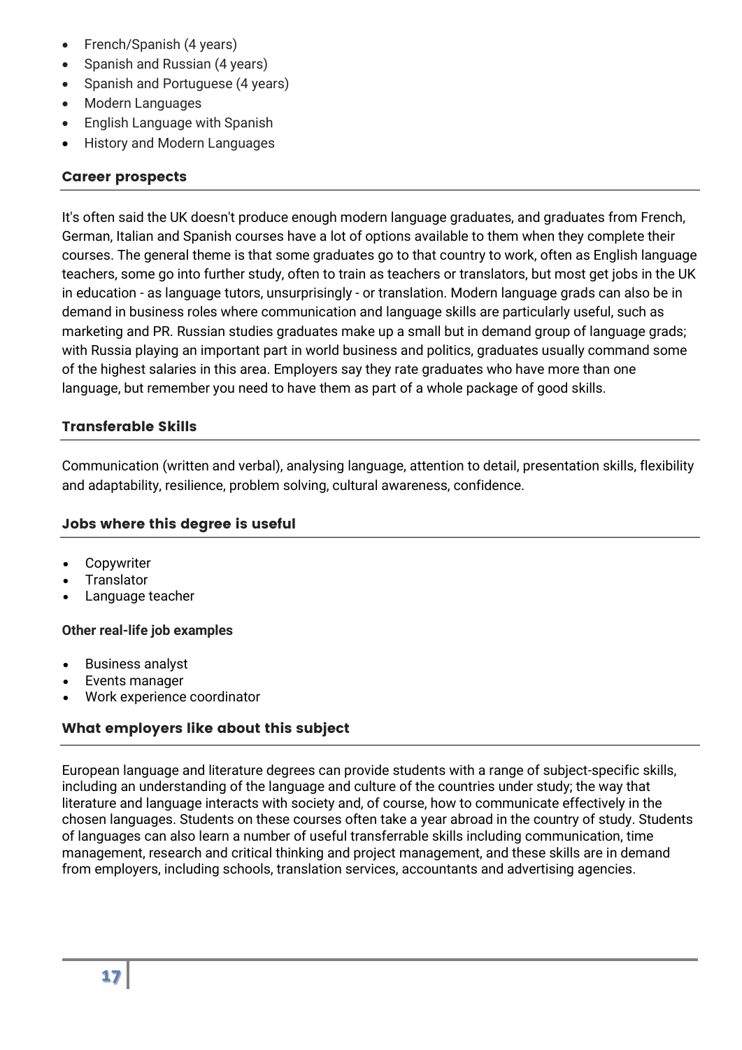- French/Spanish (4 years)
- Spanish and Russian (4 years)
- Spanish and Portuguese (4 years)
- Modern Languages
- English Language with Spanish
- History and Modern Languages

## Career prospects

It's often said the UK doesn't produce enough modern language graduates, and graduates from French, German, Italian and Spanish courses have a lot of options available to them when they complete their courses. The general theme is that some graduates go to that country to work, often as English language teachers, some go into further study, often to train as teachers or translators, but most get jobs in the UK in education - as language tutors, unsurprisingly - or translation. Modern language grads can also be in demand in business roles where communication and language skills are particularly useful, such as marketing and PR. Russian studies graduates make up a small but in demand group of language grads; with Russia playing an important part in world business and politics, graduates usually command some of the highest salaries in this area. Employers say they rate graduates who have more than one language, but remember you need to have them as part of a whole package of good skills.

## Transferable Skills

Communication (written and verbal), analysing language, attention to detail, presentation skills, flexibility and adaptability, resilience, problem solving, cultural awareness, confidence.

## Jobs where this degree is useful

- Copywriter
- Translator
- Language teacher

**Other real-life job examples**

- Business analyst
- Events manager
- Work experience coordinator

## What employers like about this subject

European language and literature degrees can provide students with a range of subject-specific skills, including an understanding of the language and culture of the countries under study; the way that literature and language interacts with society and, of course, how to communicate effectively in the chosen languages. Students on these courses often take a year abroad in the country of study. Students of languages can also learn a number of useful transferrable skills including communication, time management, research and critical thinking and project management, and these skills are in demand from employers, including schools, translation services, accountants and advertising agencies.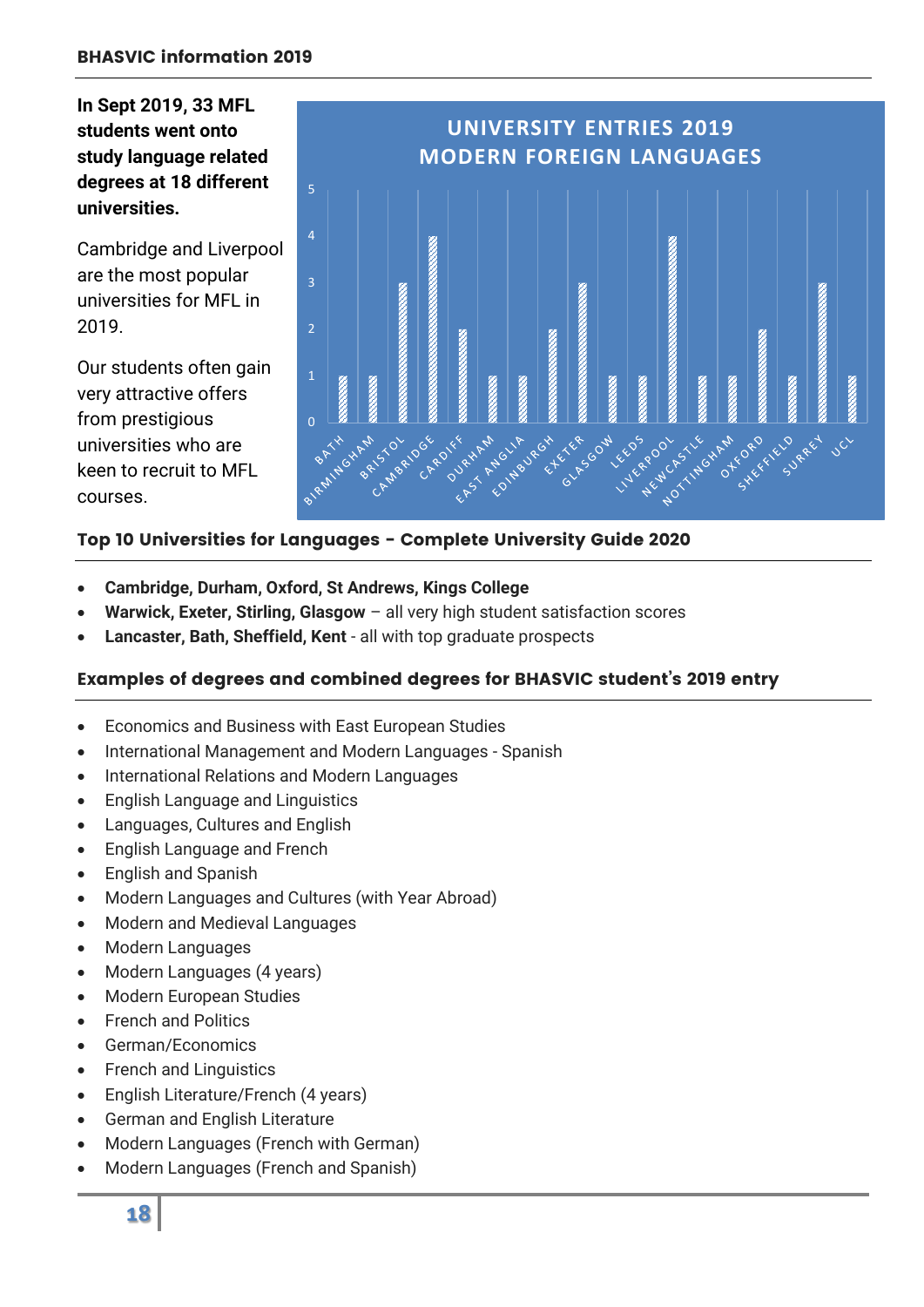**In Sept 2019, 33 MFL students went onto study language related degrees at 18 different universities.**

Cambridge and Liverpool are the most popular universities for MFL in 2019.

Our students often gain very attractive offers from prestigious universities who are keen to recruit to MFL courses.

**UNIVERSITY ENTRIES 2019 MODERN FOREIGN LANGUAGES**

| University | Entries |
|---|---|
| BATH | 1 |
| BIRMINGHAM | 1 |
| BRISTOL | 3 |
| CAMBRIDGE | 4 |
| CARDIFF | 2 |
| DURHAM | 1 |
| EAST ANGLIA | 1 |
| EDINBURGH | 2 |
| EXETER | 3 |
| GLASGOW | 1 |
| LEEDS | 1 |
| LIVERPOOL | 4 |
| NEWCASTLE | 1 |
| NOTTINGHAM | 1 |
| OXFORD | 2 |
| SHEFFIELD | 1 |
| SURREY | 3 |
| UCL | 1 |

## Top 10 Universities for Languages - Complete University Guide 2020

- **Cambridge, Durham, Oxford, St Andrews, Kings College**
- **Warwick, Exeter, Stirling, Glasgow** – all very high student satisfaction scores
- **Lancaster, Bath, Sheffield, Kent** - all with top graduate prospects

## Examples of degrees and combined degrees for BHASVIC student's 2019 entry

- Economics and Business with East European Studies
- International Management and Modern Languages - Spanish
- International Relations and Modern Languages
- English Language and Linguistics
- Languages, Cultures and English
- English Language and French
- English and Spanish
- Modern Languages and Cultures (with Year Abroad)
- Modern and Medieval Languages
- Modern Languages
- Modern Languages (4 years)
- Modern European Studies
- French and Politics
- German/Economics
- French and Linguistics
- English Literature/French (4 years)
- German and English Literature
- Modern Languages (French with German)
- Modern Languages (French and Spanish)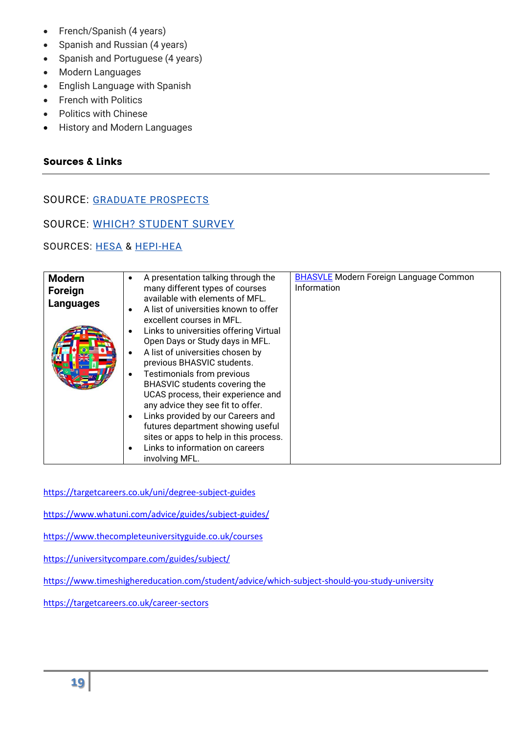- French/Spanish (4 years)
- Spanish and Russian (4 years)
- Spanish and Portuguese (4 years)
- Modern Languages
- English Language with Spanish
- French with Politics
- Politics with Chinese
- History and Modern Languages

### Sources & Links

SOURCE: GRADUATE PROSPECTS

SOURCE: WHICH? STUDENT SURVEY

SOURCES: HESA & HEPI-HEA

| | | |
|---|---|---|
| **Modern Foreign Languages** | • A presentation talking through the many different types of courses available with elements of MFL.<br>• A list of universities known to offer excellent courses in MFL.<br>• Links to universities offering Virtual Open Days or Study days in MFL.<br>• A list of universities chosen by previous BHASVIC students.<br>• Testimonials from previous BHASVIC students covering the UCAS process, their experience and any advice they see fit to offer.<br>• Links provided by our Careers and futures department showing useful sites or apps to help in this process.<br>• Links to information on careers involving MFL. | BHASVLE Modern Foreign Language Common Information |

https://targetcareers.co.uk/uni/degree-subject-guides

https://www.whatuni.com/advice/guides/subject-guides/

https://www.thecompleteuniversityguide.co.uk/courses

https://universitycompare.com/guides/subject/

https://www.timeshighereducation.com/student/advice/which-subject-should-you-study-university

https://targetcareers.co.uk/career-sectors